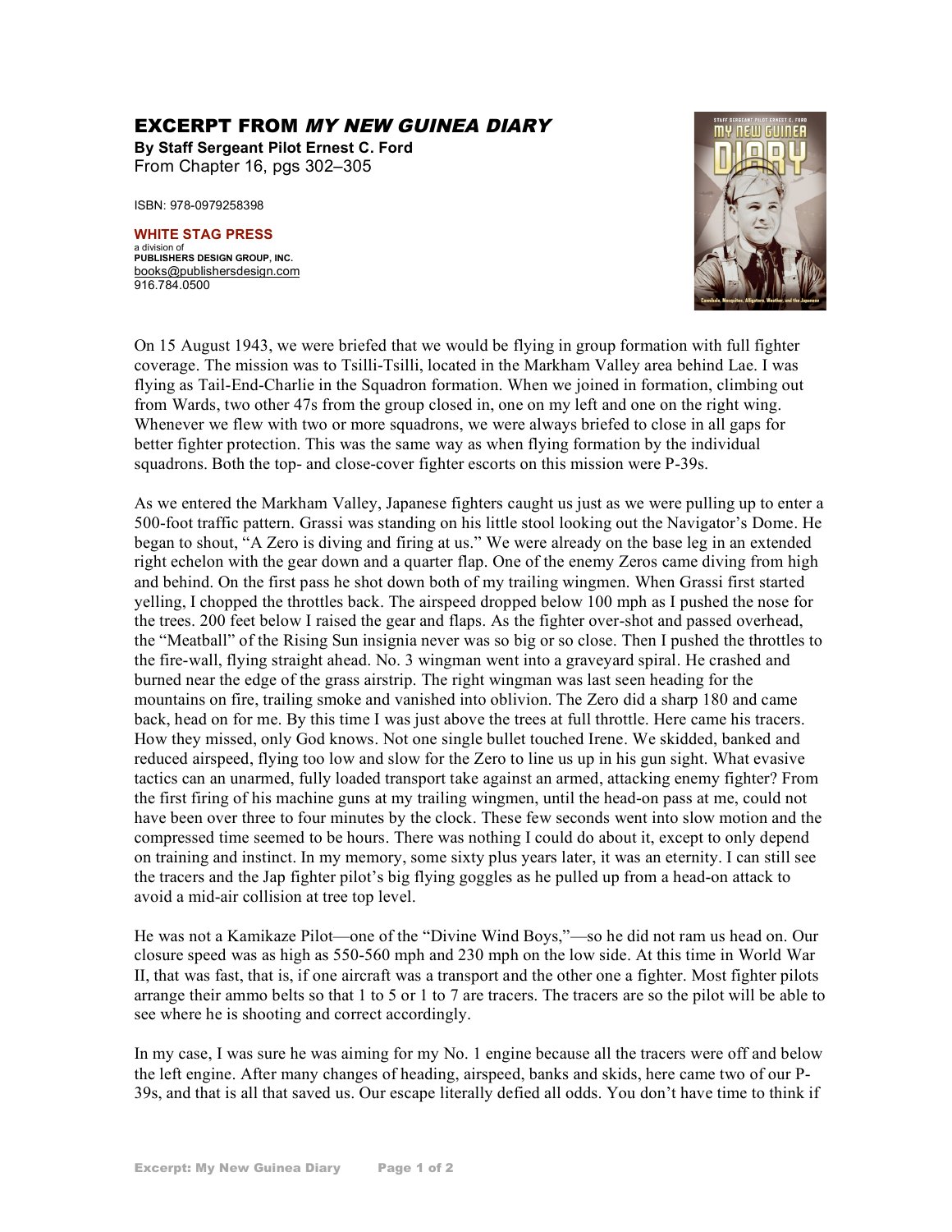# EXCERPT FROM *MY NEW GUINEA DIARY*

**By Staff Sergeant Pilot Ernest C. Ford**
From Chapter 16, pgs 302–305

ISBN: 978-0979258398

**WHITE STAG PRESS**
a division of
**PUBLISHERS DESIGN GROUP, INC.**
books@publishersdesign.com
916.784.0500

On 15 August 1943, we were briefed that we would be flying in group formation with full fighter coverage. The mission was to Tsilli-Tsilli, located in the Markham Valley area behind Lae. I was flying as Tail-End-Charlie in the Squadron formation. When we joined in formation, climbing out from Wards, two other 47s from the group closed in, one on my left and one on the right wing. Whenever we flew with two or more squadrons, we were always briefed to close in all gaps for better fighter protection. This was the same way as when flying formation by the individual squadrons. Both the top- and close-cover fighter escorts on this mission were P-39s.

As we entered the Markham Valley, Japanese fighters caught us just as we were pulling up to enter a 500-foot traffic pattern. Grassi was standing on his little stool looking out the Navigator's Dome. He began to shout, "A Zero is diving and firing at us." We were already on the base leg in an extended right echelon with the gear down and a quarter flap. One of the enemy Zeros came diving from high and behind. On the first pass he shot down both of my trailing wingmen. When Grassi first started yelling, I chopped the throttles back. The airspeed dropped below 100 mph as I pushed the nose for the trees. 200 feet below I raised the gear and flaps. As the fighter over-shot and passed overhead, the "Meatball" of the Rising Sun insignia never was so big or so close. Then I pushed the throttles to the fire-wall, flying straight ahead. No. 3 wingman went into a graveyard spiral. He crashed and burned near the edge of the grass airstrip. The right wingman was last seen heading for the mountains on fire, trailing smoke and vanished into oblivion. The Zero did a sharp 180 and came back, head on for me. By this time I was just above the trees at full throttle. Here came his tracers. How they missed, only God knows. Not one single bullet touched Irene. We skidded, banked and reduced airspeed, flying too low and slow for the Zero to line us up in his gun sight. What evasive tactics can an unarmed, fully loaded transport take against an armed, attacking enemy fighter? From the first firing of his machine guns at my trailing wingmen, until the head-on pass at me, could not have been over three to four minutes by the clock. These few seconds went into slow motion and the compressed time seemed to be hours. There was nothing I could do about it, except to only depend on training and instinct. In my memory, some sixty plus years later, it was an eternity. I can still see the tracers and the Jap fighter pilot's big flying goggles as he pulled up from a head-on attack to avoid a mid-air collision at tree top level.

He was not a Kamikaze Pilot—one of the "Divine Wind Boys,"—so he did not ram us head on. Our closure speed was as high as 550-560 mph and 230 mph on the low side. At this time in World War II, that was fast, that is, if one aircraft was a transport and the other one a fighter. Most fighter pilots arrange their ammo belts so that 1 to 5 or 1 to 7 are tracers. The tracers are so the pilot will be able to see where he is shooting and correct accordingly.

In my case, I was sure he was aiming for my No. 1 engine because all the tracers were off and below the left engine. After many changes of heading, airspeed, banks and skids, here came two of our P-39s, and that is all that saved us. Our escape literally defied all odds. You don't have time to think if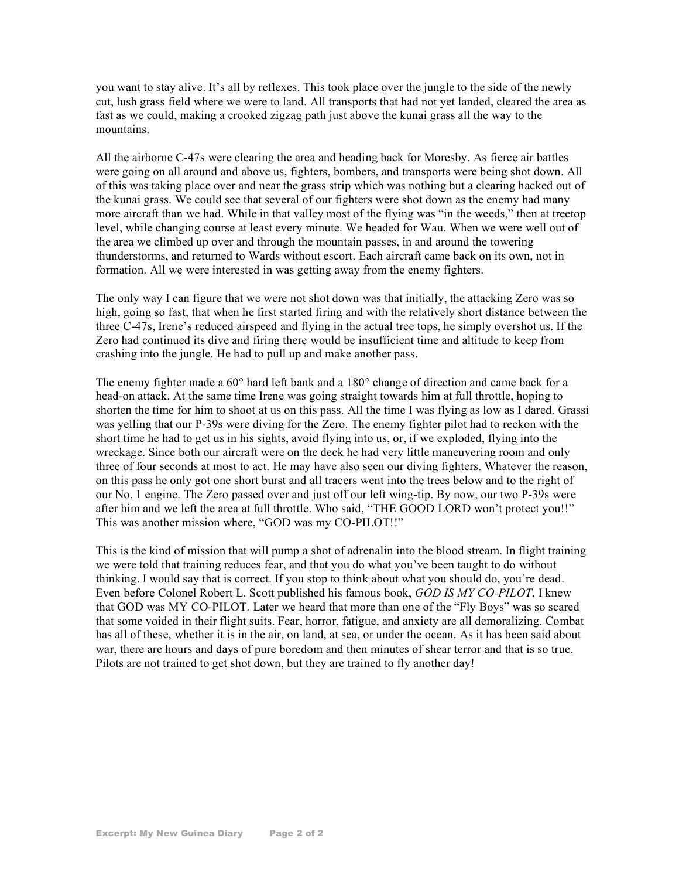you want to stay alive. It's all by reflexes. This took place over the jungle to the side of the newly cut, lush grass field where we were to land. All transports that had not yet landed, cleared the area as fast as we could, making a crooked zigzag path just above the kunai grass all the way to the mountains.

All the airborne C-47s were clearing the area and heading back for Moresby. As fierce air battles were going on all around and above us, fighters, bombers, and transports were being shot down. All of this was taking place over and near the grass strip which was nothing but a clearing hacked out of the kunai grass. We could see that several of our fighters were shot down as the enemy had many more aircraft than we had. While in that valley most of the flying was "in the weeds," then at treetop level, while changing course at least every minute. We headed for Wau. When we were well out of the area we climbed up over and through the mountain passes, in and around the towering thunderstorms, and returned to Wards without escort. Each aircraft came back on its own, not in formation. All we were interested in was getting away from the enemy fighters.

The only way I can figure that we were not shot down was that initially, the attacking Zero was so high, going so fast, that when he first started firing and with the relatively short distance between the three C-47s, Irene's reduced airspeed and flying in the actual tree tops, he simply overshot us. If the Zero had continued its dive and firing there would be insufficient time and altitude to keep from crashing into the jungle. He had to pull up and make another pass.

The enemy fighter made a 60° hard left bank and a 180° change of direction and came back for a head-on attack. At the same time Irene was going straight towards him at full throttle, hoping to shorten the time for him to shoot at us on this pass. All the time I was flying as low as I dared. Grassi was yelling that our P-39s were diving for the Zero. The enemy fighter pilot had to reckon with the short time he had to get us in his sights, avoid flying into us, or, if we exploded, flying into the wreckage. Since both our aircraft were on the deck he had very little maneuvering room and only three of four seconds at most to act. He may have also seen our diving fighters. Whatever the reason, on this pass he only got one short burst and all tracers went into the trees below and to the right of our No. 1 engine. The Zero passed over and just off our left wing-tip. By now, our two P-39s were after him and we left the area at full throttle. Who said, "THE GOOD LORD won't protect you!!" This was another mission where, "GOD was my CO-PILOT!!"

This is the kind of mission that will pump a shot of adrenalin into the blood stream. In flight training we were told that training reduces fear, and that you do what you've been taught to do without thinking. I would say that is correct. If you stop to think about what you should do, you're dead. Even before Colonel Robert L. Scott published his famous book, *GOD IS MY CO-PILOT*, I knew that GOD was MY CO-PILOT. Later we heard that more than one of the "Fly Boys" was so scared that some voided in their flight suits. Fear, horror, fatigue, and anxiety are all demoralizing. Combat has all of these, whether it is in the air, on land, at sea, or under the ocean. As it has been said about war, there are hours and days of pure boredom and then minutes of shear terror and that is so true. Pilots are not trained to get shot down, but they are trained to fly another day!